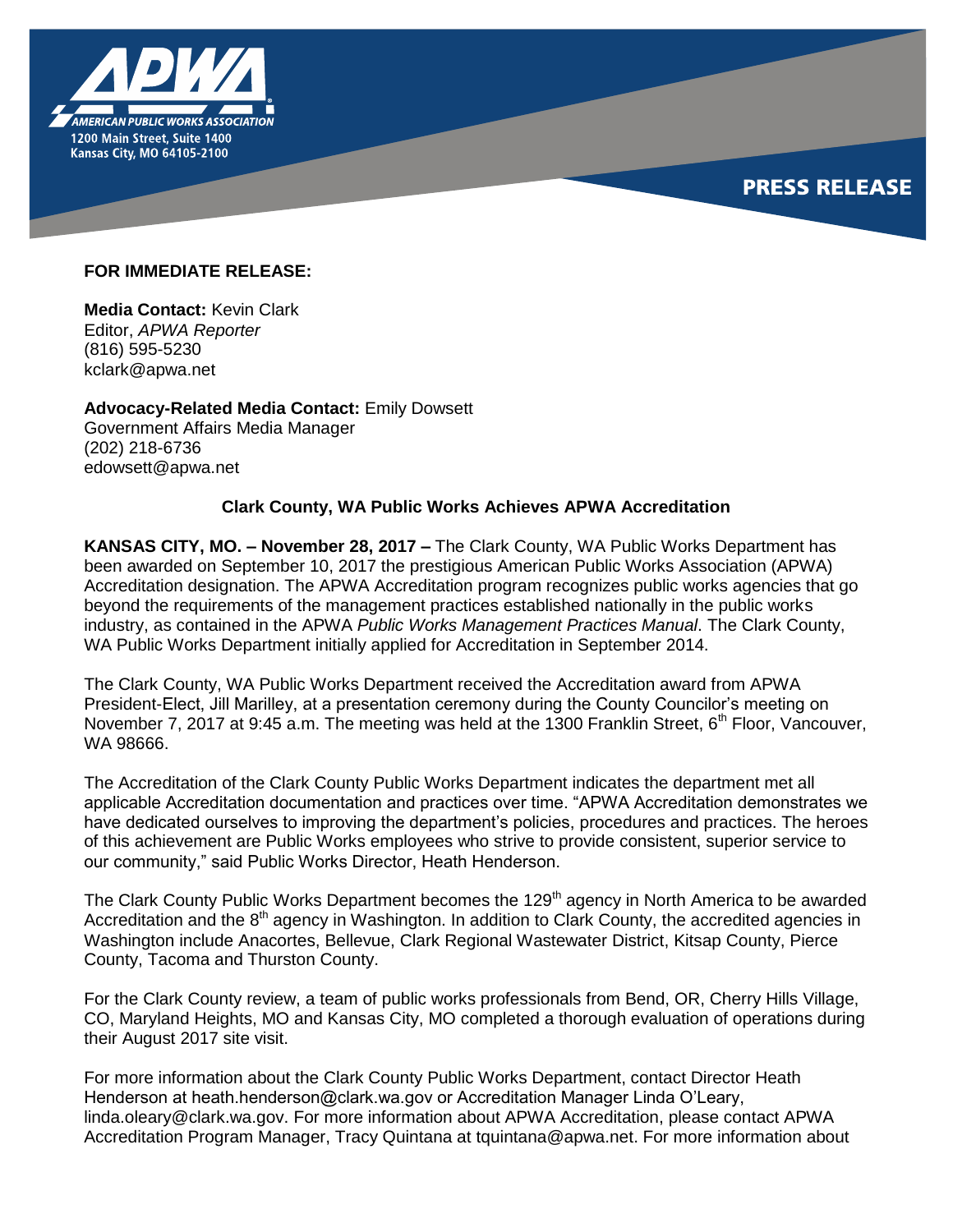AMERICAN PUBLIC WORKS ASSOCIATION
1200 Main Street, Suite 1400
Kansas City, MO 64105-2100

**PRESS RELEASE**

**FOR IMMEDIATE RELEASE:**

**Media Contact:** Kevin Clark
Editor, *APWA Reporter*
(816) 595-5230
kclark@apwa.net

**Advocacy-Related Media Contact:** Emily Dowsett
Government Affairs Media Manager
(202) 218-6736
edowsett@apwa.net

**Clark County, WA Public Works Achieves APWA Accreditation**

**KANSAS CITY, MO. – November 28, 2017 –** The Clark County, WA Public Works Department has been awarded on September 10, 2017 the prestigious American Public Works Association (APWA) Accreditation designation. The APWA Accreditation program recognizes public works agencies that go beyond the requirements of the management practices established nationally in the public works industry, as contained in the APWA *Public Works Management Practices Manual*. The Clark County, WA Public Works Department initially applied for Accreditation in September 2014.

The Clark County, WA Public Works Department received the Accreditation award from APWA President-Elect, Jill Marilley, at a presentation ceremony during the County Councilor's meeting on November 7, 2017 at 9:45 a.m. The meeting was held at the 1300 Franklin Street, 6th Floor, Vancouver, WA 98666.

The Accreditation of the Clark County Public Works Department indicates the department met all applicable Accreditation documentation and practices over time. "APWA Accreditation demonstrates we have dedicated ourselves to improving the department's policies, procedures and practices. The heroes of this achievement are Public Works employees who strive to provide consistent, superior service to our community," said Public Works Director, Heath Henderson.

The Clark County Public Works Department becomes the 129th agency in North America to be awarded Accreditation and the 8th agency in Washington. In addition to Clark County, the accredited agencies in Washington include Anacortes, Bellevue, Clark Regional Wastewater District, Kitsap County, Pierce County, Tacoma and Thurston County.

For the Clark County review, a team of public works professionals from Bend, OR, Cherry Hills Village, CO, Maryland Heights, MO and Kansas City, MO completed a thorough evaluation of operations during their August 2017 site visit.

For more information about the Clark County Public Works Department, contact Director Heath Henderson at heath.henderson@clark.wa.gov or Accreditation Manager Linda O'Leary, linda.oleary@clark.wa.gov. For more information about APWA Accreditation, please contact APWA Accreditation Program Manager, Tracy Quintana at tquintana@apwa.net. For more information about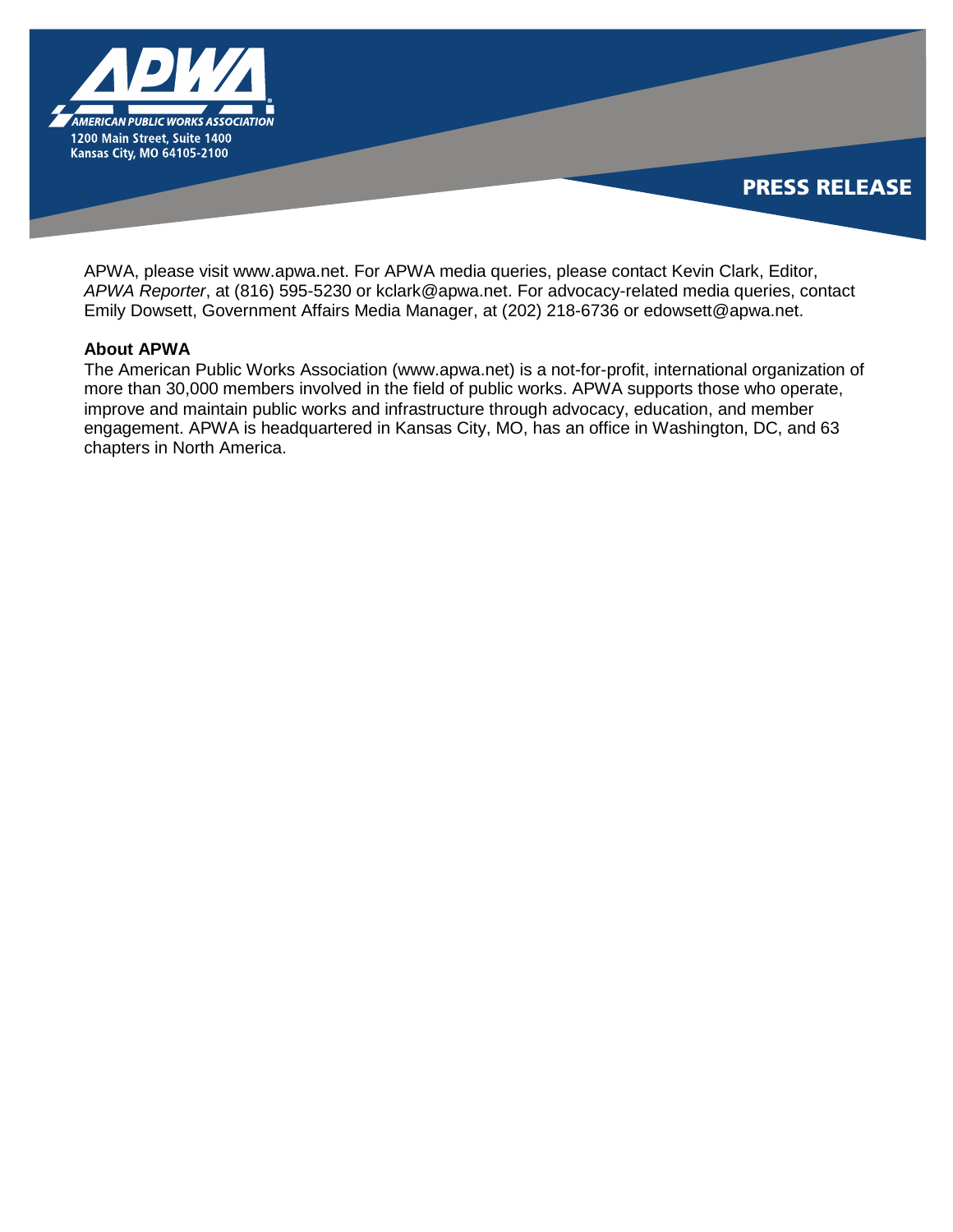APWA, please visit www.apwa.net. For APWA media queries, please contact Kevin Clark, Editor, *APWA Reporter*, at (816) 595-5230 or kclark@apwa.net. For advocacy-related media queries, contact Emily Dowsett, Government Affairs Media Manager, at (202) 218-6736 or edowsett@apwa.net.

**About APWA**

The American Public Works Association (www.apwa.net) is a not-for-profit, international organization of more than 30,000 members involved in the field of public works. APWA supports those who operate, improve and maintain public works and infrastructure through advocacy, education, and member engagement. APWA is headquartered in Kansas City, MO, has an office in Washington, DC, and 63 chapters in North America.